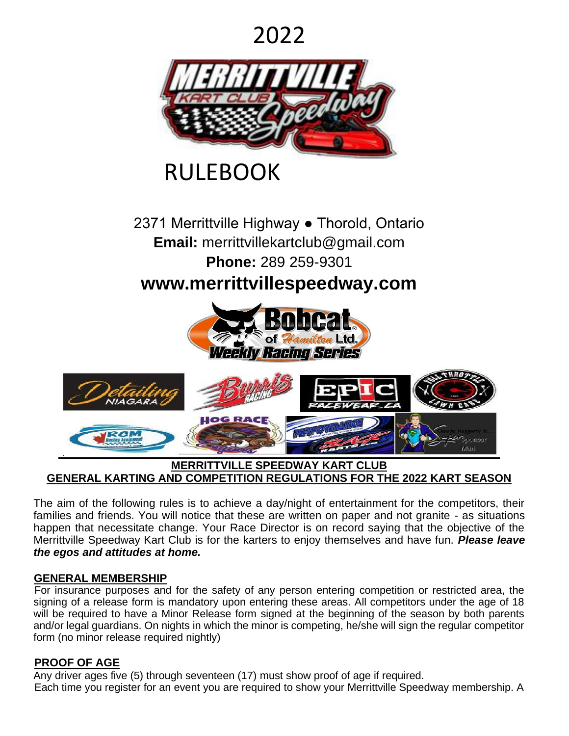# 2022

# RULEBOOK

2371 Merrittville Highway ● Thorold, Ontario

**Email:** merrittvillekartclub@gmail.com

**Phone:** 289 259-9301

## www.merrittvillespeedway.com

## MERRITTVILLE SPEEDWAY KART CLUB
## GENERAL KARTING AND COMPETITION REGULATIONS FOR THE 2022 KART SEASON

The aim of the following rules is to achieve a day/night of entertainment for the competitors, their families and friends. You will notice that these are written on paper and not granite - as situations happen that necessitate change. Your Race Director is on record saying that the objective of the Merrittville Speedway Kart Club is for the karters to enjoy themselves and have fun. ***Please leave the egos and attitudes at home.***

### GENERAL MEMBERSHIP

For insurance purposes and for the safety of any person entering competition or restricted area, the signing of a release form is mandatory upon entering these areas. All competitors under the age of 18 will be required to have a Minor Release form signed at the beginning of the season by both parents and/or legal guardians. On nights in which the minor is competing, he/she will sign the regular competitor form (no minor release required nightly)

### PROOF OF AGE

Any driver ages five (5) through seventeen (17) must show proof of age if required.
Each time you register for an event you are required to show your Merrittville Speedway membership. A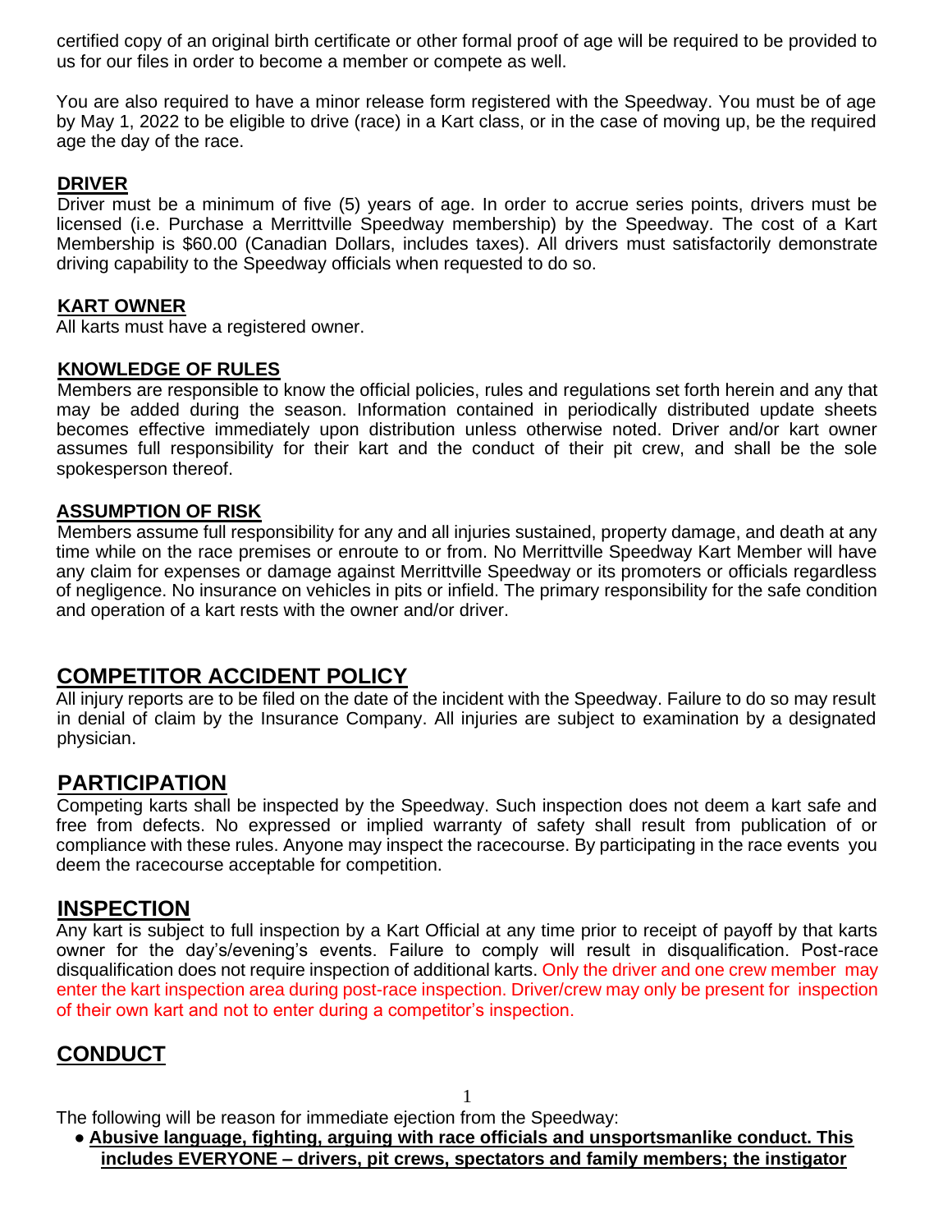certified copy of an original birth certificate or other formal proof of age will be required to be provided to us for our files in order to become a member or compete as well.

You are also required to have a minor release form registered with the Speedway. You must be of age by May 1, 2022 to be eligible to drive (race) in a Kart class, or in the case of moving up, be the required age the day of the race.

### DRIVER

Driver must be a minimum of five (5) years of age. In order to accrue series points, drivers must be licensed (i.e. Purchase a Merrittville Speedway membership) by the Speedway. The cost of a Kart Membership is $60.00 (Canadian Dollars, includes taxes). All drivers must satisfactorily demonstrate driving capability to the Speedway officials when requested to do so.

### KART OWNER

All karts must have a registered owner.

### KNOWLEDGE OF RULES

Members are responsible to know the official policies, rules and regulations set forth herein and any that may be added during the season. Information contained in periodically distributed update sheets becomes effective immediately upon distribution unless otherwise noted. Driver and/or kart owner assumes full responsibility for their kart and the conduct of their pit crew, and shall be the sole spokesperson thereof.

### ASSUMPTION OF RISK

Members assume full responsibility for any and all injuries sustained, property damage, and death at any time while on the race premises or enroute to or from. No Merrittville Speedway Kart Member will have any claim for expenses or damage against Merrittville Speedway or its promoters or officials regardless of negligence. No insurance on vehicles in pits or infield. The primary responsibility for the safe condition and operation of a kart rests with the owner and/or driver.

## COMPETITOR ACCIDENT POLICY

All injury reports are to be filed on the date of the incident with the Speedway. Failure to do so may result in denial of claim by the Insurance Company. All injuries are subject to examination by a designated physician.

## PARTICIPATION

Competing karts shall be inspected by the Speedway. Such inspection does not deem a kart safe and free from defects. No expressed or implied warranty of safety shall result from publication of or compliance with these rules. Anyone may inspect the racecourse. By participating in the race events you deem the racecourse acceptable for competition.

## INSPECTION

Any kart is subject to full inspection by a Kart Official at any time prior to receipt of payoff by that karts owner for the day's/evening's events. Failure to comply will result in disqualification. Post-race disqualification does not require inspection of additional karts. Only the driver and one crew member may enter the kart inspection area during post-race inspection. Driver/crew may only be present for inspection of their own kart and not to enter during a competitor's inspection.

## CONDUCT

The following will be reason for immediate ejection from the Speedway:

- **Abusive language, fighting, arguing with race officials and unsportsmanlike conduct. This includes EVERYONE – drivers, pit crews, spectators and family members; the instigator**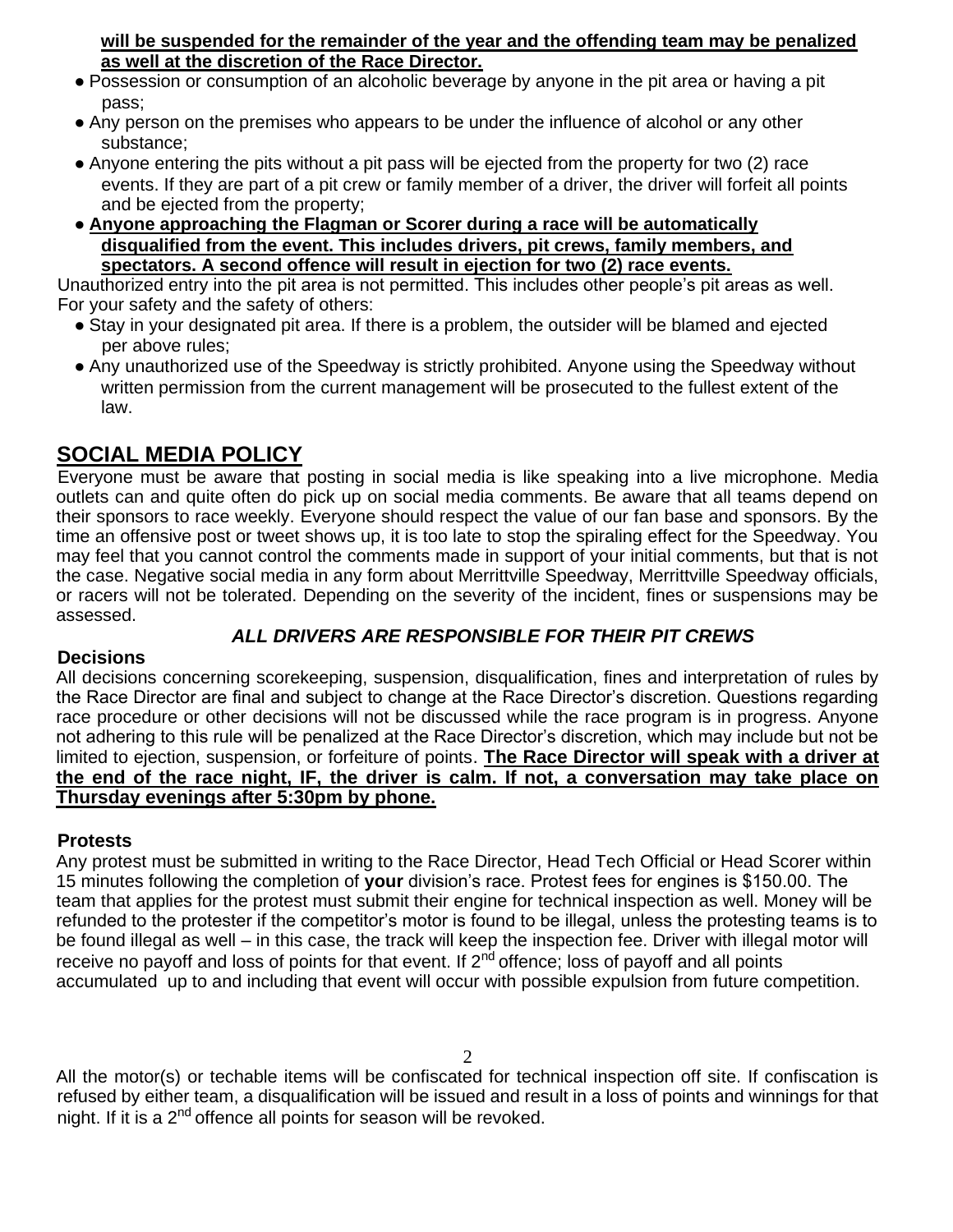**will be suspended for the remainder of the year and the offending team may be penalized as well at the discretion of the Race Director.**

- Possession or consumption of an alcoholic beverage by anyone in the pit area or having a pit pass;
- Any person on the premises who appears to be under the influence of alcohol or any other substance;
- Anyone entering the pits without a pit pass will be ejected from the property for two (2) race events. If they are part of a pit crew or family member of a driver, the driver will forfeit all points and be ejected from the property;
- **Anyone approaching the Flagman or Scorer during a race will be automatically disqualified from the event. This includes drivers, pit crews, family members, and spectators. A second offence will result in ejection for two (2) race events.**

Unauthorized entry into the pit area is not permitted. This includes other people's pit areas as well. For your safety and the safety of others:

- Stay in your designated pit area. If there is a problem, the outsider will be blamed and ejected per above rules;
- Any unauthorized use of the Speedway is strictly prohibited. Anyone using the Speedway without written permission from the current management will be prosecuted to the fullest extent of the law.

## SOCIAL MEDIA POLICY

Everyone must be aware that posting in social media is like speaking into a live microphone. Media outlets can and quite often do pick up on social media comments. Be aware that all teams depend on their sponsors to race weekly. Everyone should respect the value of our fan base and sponsors. By the time an offensive post or tweet shows up, it is too late to stop the spiraling effect for the Speedway. You may feel that you cannot control the comments made in support of your initial comments, but that is not the case. Negative social media in any form about Merrittville Speedway, Merrittville Speedway officials, or racers will not be tolerated. Depending on the severity of the incident, fines or suspensions may be assessed.

***ALL DRIVERS ARE RESPONSIBLE FOR THEIR PIT CREWS***

### Decisions

All decisions concerning scorekeeping, suspension, disqualification, fines and interpretation of rules by the Race Director are final and subject to change at the Race Director's discretion. Questions regarding race procedure or other decisions will not be discussed while the race program is in progress. Anyone not adhering to this rule will be penalized at the Race Director's discretion, which may include but not be limited to ejection, suspension, or forfeiture of points. **The Race Director will speak with a driver at the end of the race night, IF, the driver is calm. If not, a conversation may take place on Thursday evenings after 5:30pm by phone.**

### Protests

Any protest must be submitted in writing to the Race Director, Head Tech Official or Head Scorer within 15 minutes following the completion of **your** division's race. Protest fees for engines is $150.00. The team that applies for the protest must submit their engine for technical inspection as well. Money will be refunded to the protester if the competitor's motor is found to be illegal, unless the protesting teams is to be found illegal as well – in this case, the track will keep the inspection fee. Driver with illegal motor will receive no payoff and loss of points for that event. If 2nd offence; loss of payoff and all points accumulated up to and including that event will occur with possible expulsion from future competition.

All the motor(s) or techable items will be confiscated for technical inspection off site. If confiscation is refused by either team, a disqualification will be issued and result in a loss of points and winnings for that night. If it is a 2nd offence all points for season will be revoked.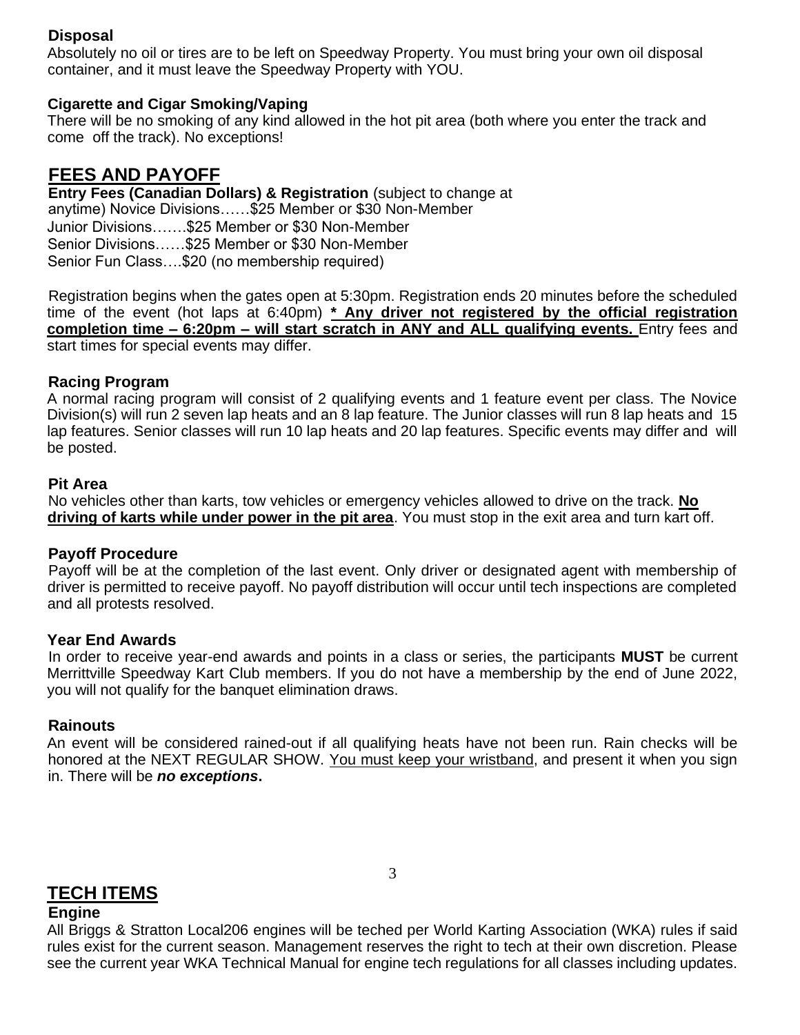### Disposal

Absolutely no oil or tires are to be left on Speedway Property. You must bring your own oil disposal container, and it must leave the Speedway Property with YOU.

### Cigarette and Cigar Smoking/Vaping

There will be no smoking of any kind allowed in the hot pit area (both where you enter the track and come off the track). No exceptions!

## FEES AND PAYOFF

**Entry Fees (Canadian Dollars) & Registration** (subject to change at anytime)

Novice Divisions……$25 Member or $30 Non-Member
Junior Divisions…….$25 Member or $30 Non-Member
Senior Divisions……$25 Member or $30 Non-Member
Senior Fun Class….$20 (no membership required)

Registration begins when the gates open at 5:30pm. Registration ends 20 minutes before the scheduled time of the event (hot laps at 6:40pm) **<u>* Any driver not registered by the official registration completion time – 6:20pm – will start scratch in ANY and ALL qualifying events.</u>** Entry fees and start times for special events may differ.

### Racing Program

A normal racing program will consist of 2 qualifying events and 1 feature event per class. The Novice Division(s) will run 2 seven lap heats and an 8 lap feature. The Junior classes will run 8 lap heats and 15 lap features. Senior classes will run 10 lap heats and 20 lap features. Specific events may differ and will be posted.

### Pit Area

No vehicles other than karts, tow vehicles or emergency vehicles allowed to drive on the track. **<u>No driving of karts while under power in the pit area</u>**. You must stop in the exit area and turn kart off.

### Payoff Procedure

Payoff will be at the completion of the last event. Only driver or designated agent with membership of driver is permitted to receive payoff. No payoff distribution will occur until tech inspections are completed and all protests resolved.

### Year End Awards

In order to receive year-end awards and points in a class or series, the participants **MUST** be current Merrittville Speedway Kart Club members. If you do not have a membership by the end of June 2022, you will not qualify for the banquet elimination draws.

### Rainouts

An event will be considered rained-out if all qualifying heats have not been run. Rain checks will be honored at the NEXT REGULAR SHOW. <u>You must keep your wristband</u>, and present it when you sign in. There will be ***no exceptions*.**

## TECH ITEMS

### Engine

All Briggs & Stratton Local206 engines will be teched per World Karting Association (WKA) rules if said rules exist for the current season. Management reserves the right to tech at their own discretion. Please see the current year WKA Technical Manual for engine tech regulations for all classes including updates.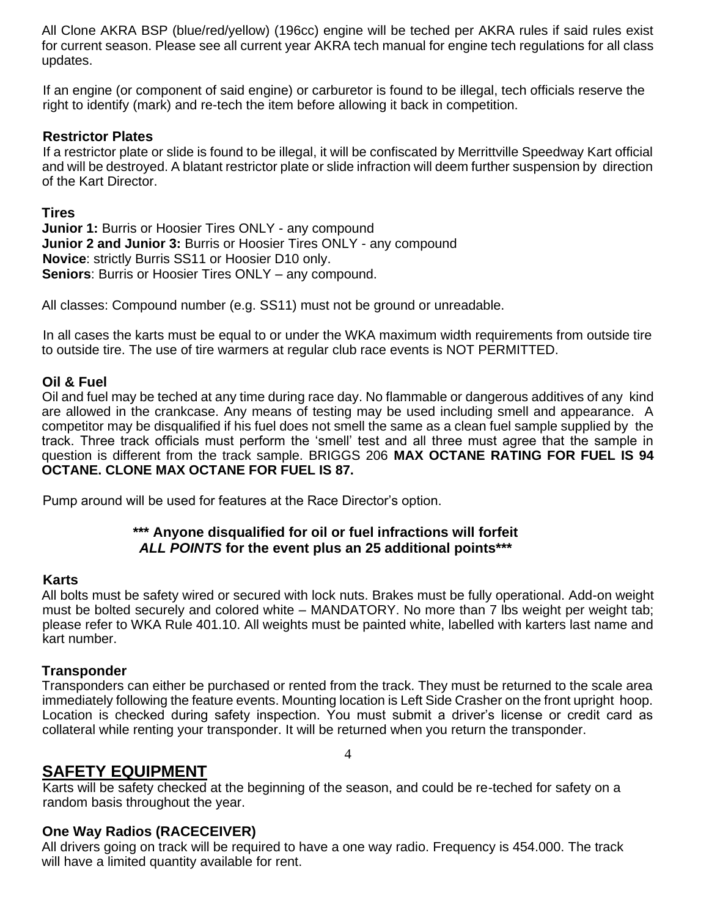All Clone AKRA BSP (blue/red/yellow) (196cc) engine will be teched per AKRA rules if said rules exist for current season. Please see all current year AKRA tech manual for engine tech regulations for all class updates.

If an engine (or component of said engine) or carburetor is found to be illegal, tech officials reserve the right to identify (mark) and re-tech the item before allowing it back in competition.

### Restrictor Plates

If a restrictor plate or slide is found to be illegal, it will be confiscated by Merrittville Speedway Kart official and will be destroyed. A blatant restrictor plate or slide infraction will deem further suspension by direction of the Kart Director.

### Tires

**Junior 1:** Burris or Hoosier Tires ONLY - any compound
**Junior 2 and Junior 3:** Burris or Hoosier Tires ONLY - any compound
**Novice**: strictly Burris SS11 or Hoosier D10 only.
**Seniors**: Burris or Hoosier Tires ONLY – any compound.

All classes: Compound number (e.g. SS11) must not be ground or unreadable.

In all cases the karts must be equal to or under the WKA maximum width requirements from outside tire to outside tire. The use of tire warmers at regular club race events is NOT PERMITTED.

### Oil & Fuel

Oil and fuel may be teched at any time during race day. No flammable or dangerous additives of any kind are allowed in the crankcase. Any means of testing may be used including smell and appearance. A competitor may be disqualified if his fuel does not smell the same as a clean fuel sample supplied by the track. Three track officials must perform the 'smell' test and all three must agree that the sample in question is different from the track sample. BRIGGS 206 **MAX OCTANE RATING FOR FUEL IS 94 OCTANE. CLONE MAX OCTANE FOR FUEL IS 87.**

Pump around will be used for features at the Race Director's option.

**\*\*\* Anyone disqualified for oil or fuel infractions will forfeit *ALL POINTS* for the event plus an 25 additional points\*\*\***

### Karts

All bolts must be safety wired or secured with lock nuts. Brakes must be fully operational. Add-on weight must be bolted securely and colored white – MANDATORY. No more than 7 lbs weight per weight tab; please refer to WKA Rule 401.10. All weights must be painted white, labelled with karters last name and kart number.

### Transponder

Transponders can either be purchased or rented from the track. They must be returned to the scale area immediately following the feature events. Mounting location is Left Side Crasher on the front upright hoop. Location is checked during safety inspection. You must submit a driver's license or credit card as collateral while renting your transponder. It will be returned when you return the transponder.

## SAFETY EQUIPMENT

Karts will be safety checked at the beginning of the season, and could be re-teched for safety on a random basis throughout the year.

### One Way Radios (RACECEIVER)

All drivers going on track will be required to have a one way radio. Frequency is 454.000. The track will have a limited quantity available for rent.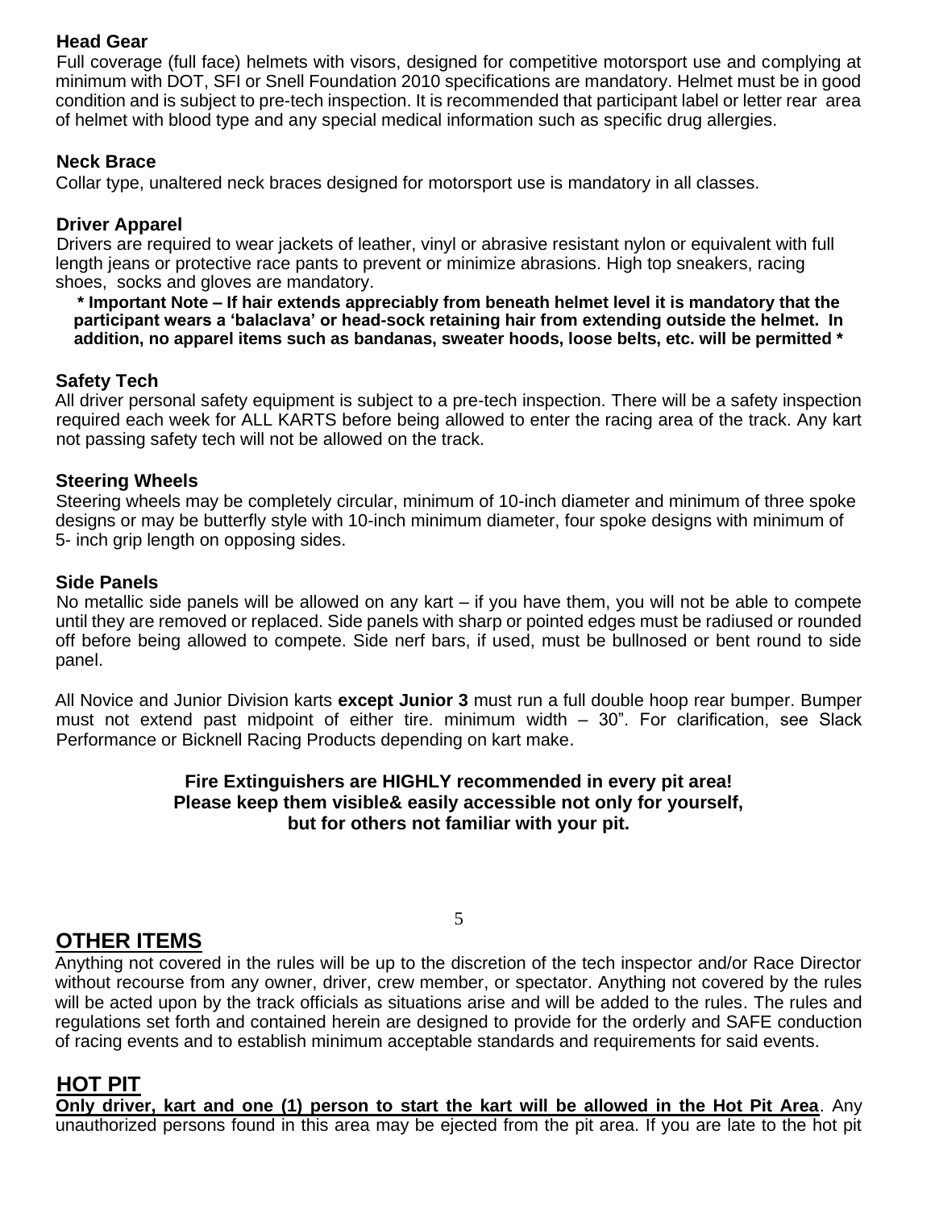### Head Gear

Full coverage (full face) helmets with visors, designed for competitive motorsport use and complying at minimum with DOT, SFI or Snell Foundation 2010 specifications are mandatory. Helmet must be in good condition and is subject to pre-tech inspection. It is recommended that participant label or letter rear area of helmet with blood type and any special medical information such as specific drug allergies.

### Neck Brace

Collar type, unaltered neck braces designed for motorsport use is mandatory in all classes.

### Driver Apparel

Drivers are required to wear jackets of leather, vinyl or abrasive resistant nylon or equivalent with full length jeans or protective race pants to prevent or minimize abrasions. High top sneakers, racing shoes, socks and gloves are mandatory.

**\* Important Note – If hair extends appreciably from beneath helmet level it is mandatory that the participant wears a 'balaclava' or head-sock retaining hair from extending outside the helmet. In addition, no apparel items such as bandanas, sweater hoods, loose belts, etc. will be permitted \***

### Safety Tech

All driver personal safety equipment is subject to a pre-tech inspection. There will be a safety inspection required each week for ALL KARTS before being allowed to enter the racing area of the track. Any kart not passing safety tech will not be allowed on the track.

### Steering Wheels

Steering wheels may be completely circular, minimum of 10-inch diameter and minimum of three spoke designs or may be butterfly style with 10-inch minimum diameter, four spoke designs with minimum of 5- inch grip length on opposing sides.

### Side Panels

No metallic side panels will be allowed on any kart – if you have them, you will not be able to compete until they are removed or replaced. Side panels with sharp or pointed edges must be radiused or rounded off before being allowed to compete. Side nerf bars, if used, must be bullnosed or bent round to side panel.

All Novice and Junior Division karts **except Junior 3** must run a full double hoop rear bumper. Bumper must not extend past midpoint of either tire. minimum width – 30". For clarification, see Slack Performance or Bicknell Racing Products depending on kart make.

**Fire Extinguishers are HIGHLY recommended in every pit area!**
**Please keep them visible& easily accessible not only for yourself, but for others not familiar with your pit.**

## OTHER ITEMS

Anything not covered in the rules will be up to the discretion of the tech inspector and/or Race Director without recourse from any owner, driver, crew member, or spectator. Anything not covered by the rules will be acted upon by the track officials as situations arise and will be added to the rules. The rules and regulations set forth and contained herein are designed to provide for the orderly and SAFE conduction of racing events and to establish minimum acceptable standards and requirements for said events.

## HOT PIT

**Only driver, kart and one (1) person to start the kart will be allowed in the Hot Pit Area**. Any unauthorized persons found in this area may be ejected from the pit area. If you are late to the hot pit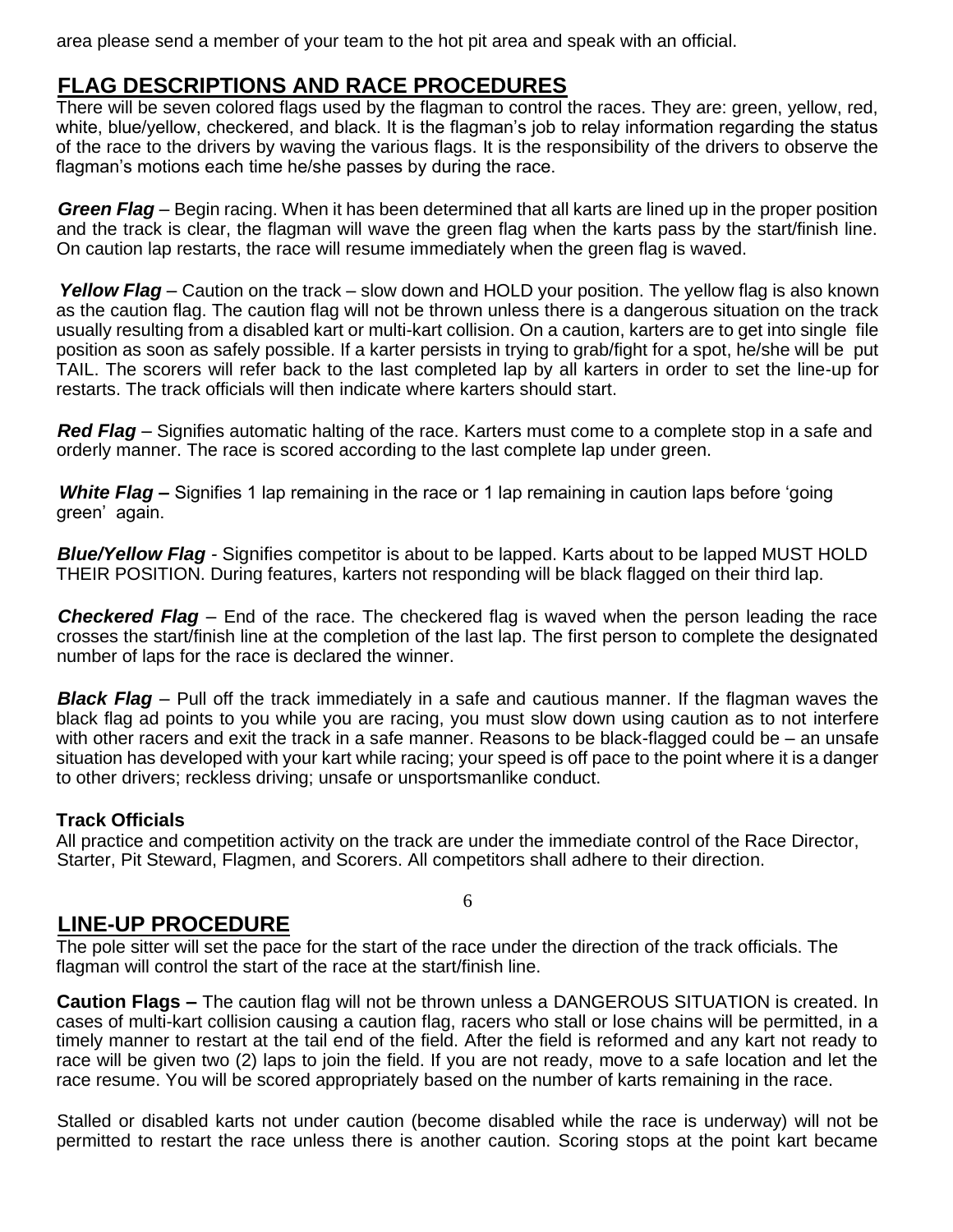area please send a member of your team to the hot pit area and speak with an official.

## FLAG DESCRIPTIONS AND RACE PROCEDURES

There will be seven colored flags used by the flagman to control the races. They are: green, yellow, red, white, blue/yellow, checkered, and black. It is the flagman's job to relay information regarding the status of the race to the drivers by waving the various flags. It is the responsibility of the drivers to observe the flagman's motions each time he/she passes by during the race.

***Green Flag*** – Begin racing. When it has been determined that all karts are lined up in the proper position and the track is clear, the flagman will wave the green flag when the karts pass by the start/finish line. On caution lap restarts, the race will resume immediately when the green flag is waved.

***Yellow Flag*** – Caution on the track – slow down and HOLD your position. The yellow flag is also known as the caution flag. The caution flag will not be thrown unless there is a dangerous situation on the track usually resulting from a disabled kart or multi-kart collision. On a caution, karters are to get into single file position as soon as safely possible. If a karter persists in trying to grab/fight for a spot, he/she will be put TAIL. The scorers will refer back to the last completed lap by all karters in order to set the line-up for restarts. The track officials will then indicate where karters should start.

***Red Flag*** – Signifies automatic halting of the race. Karters must come to a complete stop in a safe and orderly manner. The race is scored according to the last complete lap under green.

***White Flag*** **–** Signifies 1 lap remaining in the race or 1 lap remaining in caution laps before 'going green' again.

***Blue/Yellow Flag*** - Signifies competitor is about to be lapped. Karts about to be lapped MUST HOLD THEIR POSITION. During features, karters not responding will be black flagged on their third lap.

***Checkered Flag*** – End of the race. The checkered flag is waved when the person leading the race crosses the start/finish line at the completion of the last lap. The first person to complete the designated number of laps for the race is declared the winner.

***Black Flag*** – Pull off the track immediately in a safe and cautious manner. If the flagman waves the black flag ad points to you while you are racing, you must slow down using caution as to not interfere with other racers and exit the track in a safe manner. Reasons to be black-flagged could be – an unsafe situation has developed with your kart while racing; your speed is off pace to the point where it is a danger to other drivers; reckless driving; unsafe or unsportsmanlike conduct.

### Track Officials

All practice and competition activity on the track are under the immediate control of the Race Director, Starter, Pit Steward, Flagmen, and Scorers. All competitors shall adhere to their direction.

## LINE-UP PROCEDURE

The pole sitter will set the pace for the start of the race under the direction of the track officials. The flagman will control the start of the race at the start/finish line.

**Caution Flags –** The caution flag will not be thrown unless a DANGEROUS SITUATION is created. In cases of multi-kart collision causing a caution flag, racers who stall or lose chains will be permitted, in a timely manner to restart at the tail end of the field. After the field is reformed and any kart not ready to race will be given two (2) laps to join the field. If you are not ready, move to a safe location and let the race resume. You will be scored appropriately based on the number of karts remaining in the race.

Stalled or disabled karts not under caution (become disabled while the race is underway) will not be permitted to restart the race unless there is another caution. Scoring stops at the point kart became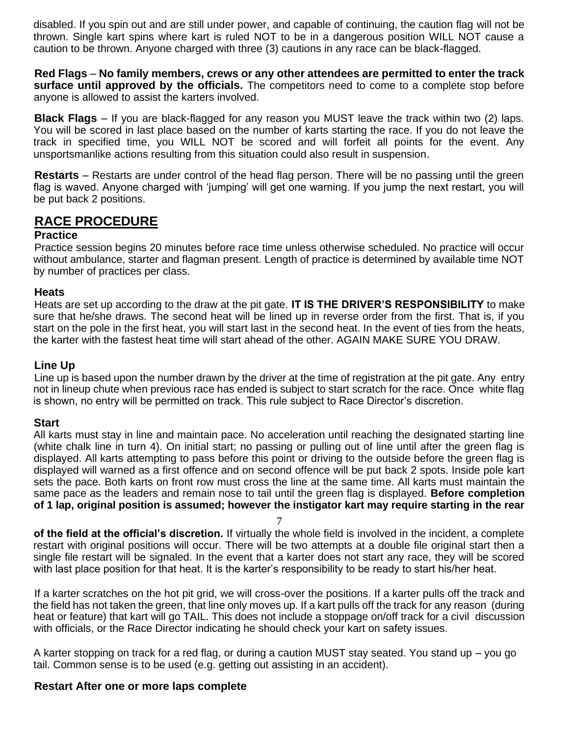disabled. If you spin out and are still under power, and capable of continuing, the caution flag will not be thrown. Single kart spins where kart is ruled NOT to be in a dangerous position WILL NOT cause a caution to be thrown. Anyone charged with three (3) cautions in any race can be black-flagged.

**Red Flags** – **No family members, crews or any other attendees are permitted to enter the track surface until approved by the officials.** The competitors need to come to a complete stop before anyone is allowed to assist the karters involved.

**Black Flags** – If you are black-flagged for any reason you MUST leave the track within two (2) laps. You will be scored in last place based on the number of karts starting the race. If you do not leave the track in specified time, you WILL NOT be scored and will forfeit all points for the event. Any unsportsmanlike actions resulting from this situation could also result in suspension.

**Restarts** – Restarts are under control of the head flag person. There will be no passing until the green flag is waved. Anyone charged with 'jumping' will get one warning. If you jump the next restart, you will be put back 2 positions.

## RACE PROCEDURE

### Practice

Practice session begins 20 minutes before race time unless otherwise scheduled. No practice will occur without ambulance, starter and flagman present. Length of practice is determined by available time NOT by number of practices per class.

### Heats

Heats are set up according to the draw at the pit gate. **IT IS THE DRIVER'S RESPONSIBILITY** to make sure that he/she draws. The second heat will be lined up in reverse order from the first. That is, if you start on the pole in the first heat, you will start last in the second heat. In the event of ties from the heats, the karter with the fastest heat time will start ahead of the other. AGAIN MAKE SURE YOU DRAW.

### Line Up

Line up is based upon the number drawn by the driver at the time of registration at the pit gate. Any entry not in lineup chute when previous race has ended is subject to start scratch for the race. Once white flag is shown, no entry will be permitted on track. This rule subject to Race Director's discretion.

### Start

All karts must stay in line and maintain pace. No acceleration until reaching the designated starting line (white chalk line in turn 4). On initial start; no passing or pulling out of line until after the green flag is displayed. All karts attempting to pass before this point or driving to the outside before the green flag is displayed will warned as a first offence and on second offence will be put back 2 spots. Inside pole kart sets the pace. Both karts on front row must cross the line at the same time. All karts must maintain the same pace as the leaders and remain nose to tail until the green flag is displayed. **Before completion of 1 lap, original position is assumed; however the instigator kart may require starting in the rear of the field at the official's discretion.** If virtually the whole field is involved in the incident, a complete restart with original positions will occur. There will be two attempts at a double file original start then a single file restart will be signaled. In the event that a karter does not start any race, they will be scored with last place position for that heat. It is the karter's responsibility to be ready to start his/her heat.

If a karter scratches on the hot pit grid, we will cross-over the positions. If a karter pulls off the track and the field has not taken the green, that line only moves up. If a kart pulls off the track for any reason (during heat or feature) that kart will go TAIL. This does not include a stoppage on/off track for a civil discussion with officials, or the Race Director indicating he should check your kart on safety issues.

A karter stopping on track for a red flag, or during a caution MUST stay seated. You stand up – you go tail. Common sense is to be used (e.g. getting out assisting in an accident).

### Restart After one or more laps complete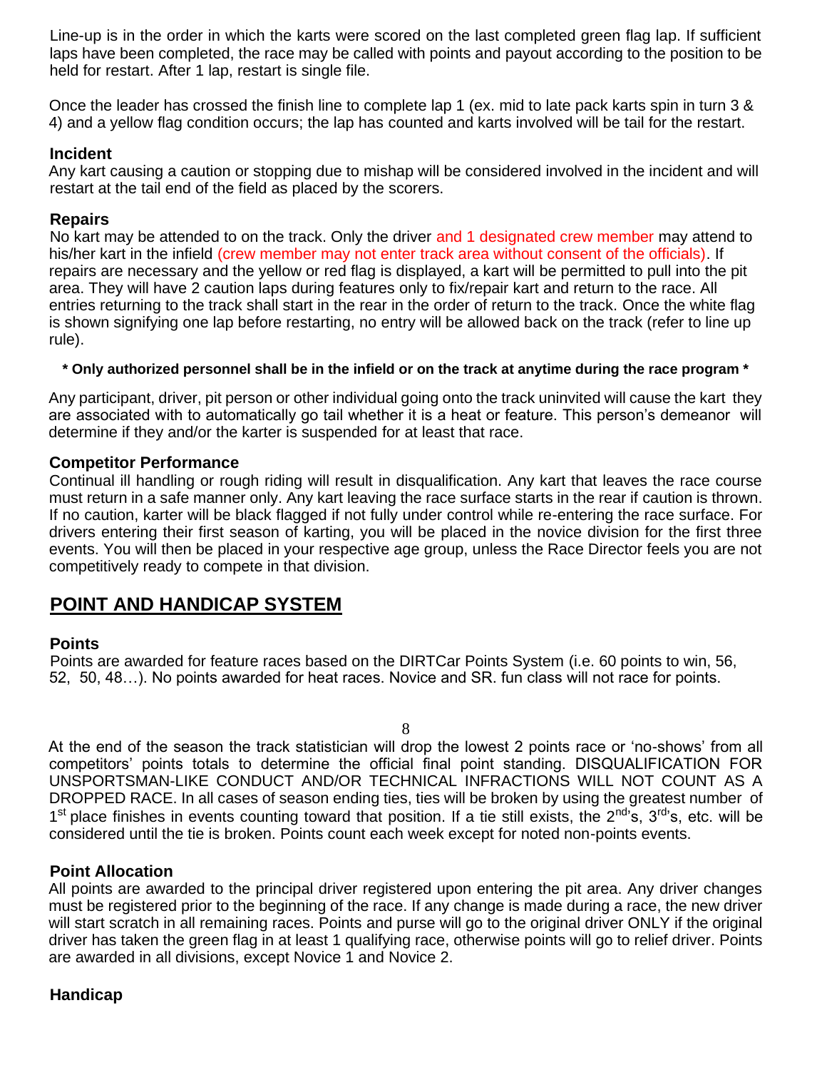Line-up is in the order in which the karts were scored on the last completed green flag lap. If sufficient laps have been completed, the race may be called with points and payout according to the position to be held for restart. After 1 lap, restart is single file.

Once the leader has crossed the finish line to complete lap 1 (ex. mid to late pack karts spin in turn 3 & 4) and a yellow flag condition occurs; the lap has counted and karts involved will be tail for the restart.

### Incident

Any kart causing a caution or stopping due to mishap will be considered involved in the incident and will restart at the tail end of the field as placed by the scorers.

### Repairs

No kart may be attended to on the track. Only the driver and 1 designated crew member may attend to his/her kart in the infield (crew member may not enter track area without consent of the officials). If repairs are necessary and the yellow or red flag is displayed, a kart will be permitted to pull into the pit area. They will have 2 caution laps during features only to fix/repair kart and return to the race. All entries returning to the track shall start in the rear in the order of return to the track. Once the white flag is shown signifying one lap before restarting, no entry will be allowed back on the track (refer to line up rule).

**\* Only authorized personnel shall be in the infield or on the track at anytime during the race program \***

Any participant, driver, pit person or other individual going onto the track uninvited will cause the kart they are associated with to automatically go tail whether it is a heat or feature. This person's demeanor will determine if they and/or the karter is suspended for at least that race.

### Competitor Performance

Continual ill handling or rough riding will result in disqualification. Any kart that leaves the race course must return in a safe manner only. Any kart leaving the race surface starts in the rear if caution is thrown. If no caution, karter will be black flagged if not fully under control while re-entering the race surface. For drivers entering their first season of karting, you will be placed in the novice division for the first three events. You will then be placed in your respective age group, unless the Race Director feels you are not competitively ready to compete in that division.

## POINT AND HANDICAP SYSTEM

### Points

Points are awarded for feature races based on the DIRTCar Points System (i.e. 60 points to win, 56, 52, 50, 48…). No points awarded for heat races. Novice and SR. fun class will not race for points.

At the end of the season the track statistician will drop the lowest 2 points race or 'no-shows' from all competitors' points totals to determine the official final point standing. DISQUALIFICATION FOR UNSPORTSMAN-LIKE CONDUCT AND/OR TECHNICAL INFRACTIONS WILL NOT COUNT AS A DROPPED RACE. In all cases of season ending ties, ties will be broken by using the greatest number of 1st place finishes in events counting toward that position. If a tie still exists, the 2nd's, 3rd's, etc. will be considered until the tie is broken. Points count each week except for noted non-points events.

### Point Allocation

All points are awarded to the principal driver registered upon entering the pit area. Any driver changes must be registered prior to the beginning of the race. If any change is made during a race, the new driver will start scratch in all remaining races. Points and purse will go to the original driver ONLY if the original driver has taken the green flag in at least 1 qualifying race, otherwise points will go to relief driver. Points are awarded in all divisions, except Novice 1 and Novice 2.

### Handicap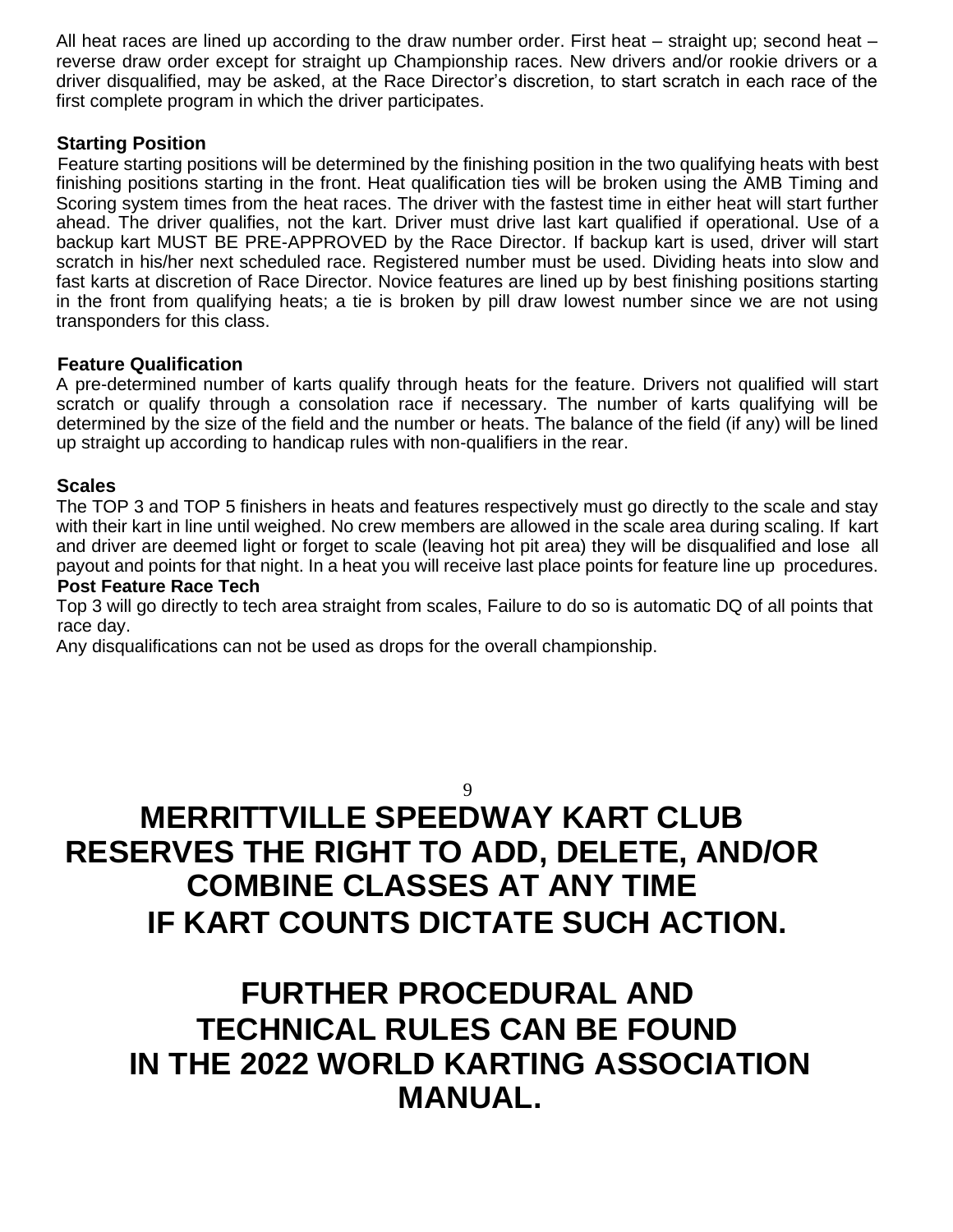All heat races are lined up according to the draw number order. First heat – straight up; second heat – reverse draw order except for straight up Championship races. New drivers and/or rookie drivers or a driver disqualified, may be asked, at the Race Director's discretion, to start scratch in each race of the first complete program in which the driver participates.

**Starting Position**

Feature starting positions will be determined by the finishing position in the two qualifying heats with best finishing positions starting in the front. Heat qualification ties will be broken using the AMB Timing and Scoring system times from the heat races. The driver with the fastest time in either heat will start further ahead. The driver qualifies, not the kart. Driver must drive last kart qualified if operational. Use of a backup kart MUST BE PRE-APPROVED by the Race Director. If backup kart is used, driver will start scratch in his/her next scheduled race. Registered number must be used. Dividing heats into slow and fast karts at discretion of Race Director. Novice features are lined up by best finishing positions starting in the front from qualifying heats; a tie is broken by pill draw lowest number since we are not using transponders for this class.

**Feature Qualification**

A pre-determined number of karts qualify through heats for the feature. Drivers not qualified will start scratch or qualify through a consolation race if necessary. The number of karts qualifying will be determined by the size of the field and the number or heats. The balance of the field (if any) will be lined up straight up according to handicap rules with non-qualifiers in the rear.

**Scales**

The TOP 3 and TOP 5 finishers in heats and features respectively must go directly to the scale and stay with their kart in line until weighed. No crew members are allowed in the scale area during scaling. If kart and driver are deemed light or forget to scale (leaving hot pit area) they will be disqualified and lose all payout and points for that night. In a heat you will receive last place points for feature line up procedures.

**Post Feature Race Tech**

Top 3 will go directly to tech area straight from scales, Failure to do so is automatic DQ of all points that race day.

Any disqualifications can not be used as drops for the overall championship.

# MERRITTVILLE SPEEDWAY KART CLUB RESERVES THE RIGHT TO ADD, DELETE, AND/OR COMBINE CLASSES AT ANY TIME IF KART COUNTS DICTATE SUCH ACTION.

# FURTHER PROCEDURAL AND TECHNICAL RULES CAN BE FOUND IN THE 2022 WORLD KARTING ASSOCIATION MANUAL.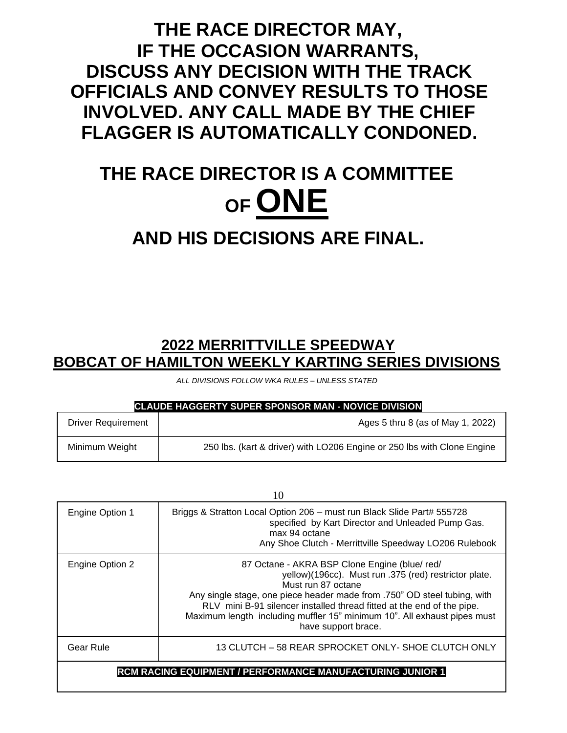# THE RACE DIRECTOR MAY, IF THE OCCASION WARRANTS, DISCUSS ANY DECISION WITH THE TRACK OFFICIALS AND CONVEY RESULTS TO THOSE INVOLVED. ANY CALL MADE BY THE CHIEF FLAGGER IS AUTOMATICALLY CONDONED.

# THE RACE DIRECTOR IS A COMMITTEE OF <u>ONE</u>

# AND HIS DECISIONS ARE FINAL.

## <u>2022 MERRITTVILLE SPEEDWAY BOBCAT OF HAMILTON WEEKLY KARTING SERIES DIVISIONS</u>

*ALL DIVISIONS FOLLOW WKA RULES – UNLESS STATED*

**CLAUDE HAGGERTY SUPER SPONSOR MAN - NOVICE DIVISION**

| | |
|---|---|
| Driver Requirement | Ages 5 thru 8 (as of May 1, 2022) |
| Minimum Weight | 250 lbs. (kart & driver) with LO206 Engine or 250 lbs with Clone Engine |
| Engine Option 1 | Briggs & Stratton Local Option 206 – must run Black Slide Part# 555728 specified by Kart Director and Unleaded Pump Gas. max 94 octane Any Shoe Clutch - Merrittville Speedway LO206 Rulebook |
| Engine Option 2 | 87 Octane - AKRA BSP Clone Engine (blue/ red/ yellow)(196cc). Must run .375 (red) restrictor plate. Must run 87 octane Any single stage, one piece header made from .750" OD steel tubing, with RLV mini B-91 silencer installed thread fitted at the end of the pipe. Maximum length including muffler 15" minimum 10". All exhaust pipes must have support brace. |
| Gear Rule | 13 CLUTCH – 58 REAR SPROCKET ONLY- SHOE CLUTCH ONLY |

**RCM RACING EQUIPMENT / PERFORMANCE MANUFACTURING JUNIOR 1**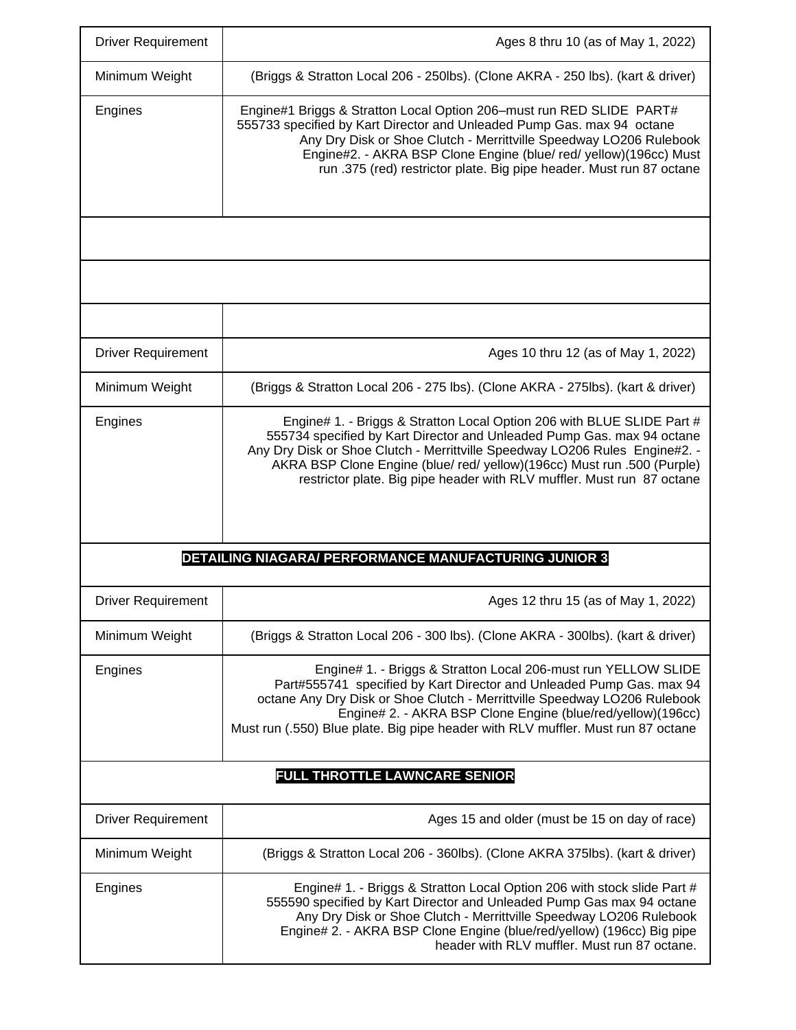| | |
|---|---|
| Driver Requirement | Ages 8 thru 10 (as of May 1, 2022) |
| Minimum Weight | (Briggs & Stratton Local 206 - 250lbs). (Clone AKRA - 250 lbs). (kart & driver) |
| Engines | Engine#1 Briggs & Stratton Local Option 206–must run RED SLIDE PART# 555733 specified by Kart Director and Unleaded Pump Gas. max 94 octane Any Dry Disk or Shoe Clutch - Merrittville Speedway LO206 Rulebook Engine#2. - AKRA BSP Clone Engine (blue/ red/ yellow)(196cc) Must run .375 (red) restrictor plate. Big pipe header. Must run 87 octane |
| | |
| | |
| | |
| Driver Requirement | Ages 10 thru 12 (as of May 1, 2022) |
| Minimum Weight | (Briggs & Stratton Local 206 - 275 lbs). (Clone AKRA - 275lbs). (kart & driver) |
| Engines | Engine# 1. - Briggs & Stratton Local Option 206 with BLUE SLIDE Part # 555734 specified by Kart Director and Unleaded Pump Gas. max 94 octane Any Dry Disk or Shoe Clutch - Merrittville Speedway LO206 Rules Engine#2. - AKRA BSP Clone Engine (blue/ red/ yellow)(196cc) Must run .500 (Purple) restrictor plate. Big pipe header with RLV muffler. Must run 87 octane |
| **DETAILING NIAGARA/ PERFORMANCE MANUFACTURING JUNIOR 3** | |
| Driver Requirement | Ages 12 thru 15 (as of May 1, 2022) |
| Minimum Weight | (Briggs & Stratton Local 206 - 300 lbs). (Clone AKRA - 300lbs). (kart & driver) |
| Engines | Engine# 1. - Briggs & Stratton Local 206-must run YELLOW SLIDE Part#555741 specified by Kart Director and Unleaded Pump Gas. max 94 octane Any Dry Disk or Shoe Clutch - Merrittville Speedway LO206 Rulebook Engine# 2. - AKRA BSP Clone Engine (blue/red/yellow)(196cc) Must run (.550) Blue plate. Big pipe header with RLV muffler. Must run 87 octane |
| **FULL THROTTLE LAWNCARE SENIOR** | |
| Driver Requirement | Ages 15 and older (must be 15 on day of race) |
| Minimum Weight | (Briggs & Stratton Local 206 - 360lbs). (Clone AKRA 375lbs). (kart & driver) |
| Engines | Engine# 1. - Briggs & Stratton Local Option 206 with stock slide Part # 555590 specified by Kart Director and Unleaded Pump Gas max 94 octane Any Dry Disk or Shoe Clutch - Merrittville Speedway LO206 Rulebook Engine# 2. - AKRA BSP Clone Engine (blue/red/yellow) (196cc) Big pipe header with RLV muffler. Must run 87 octane. |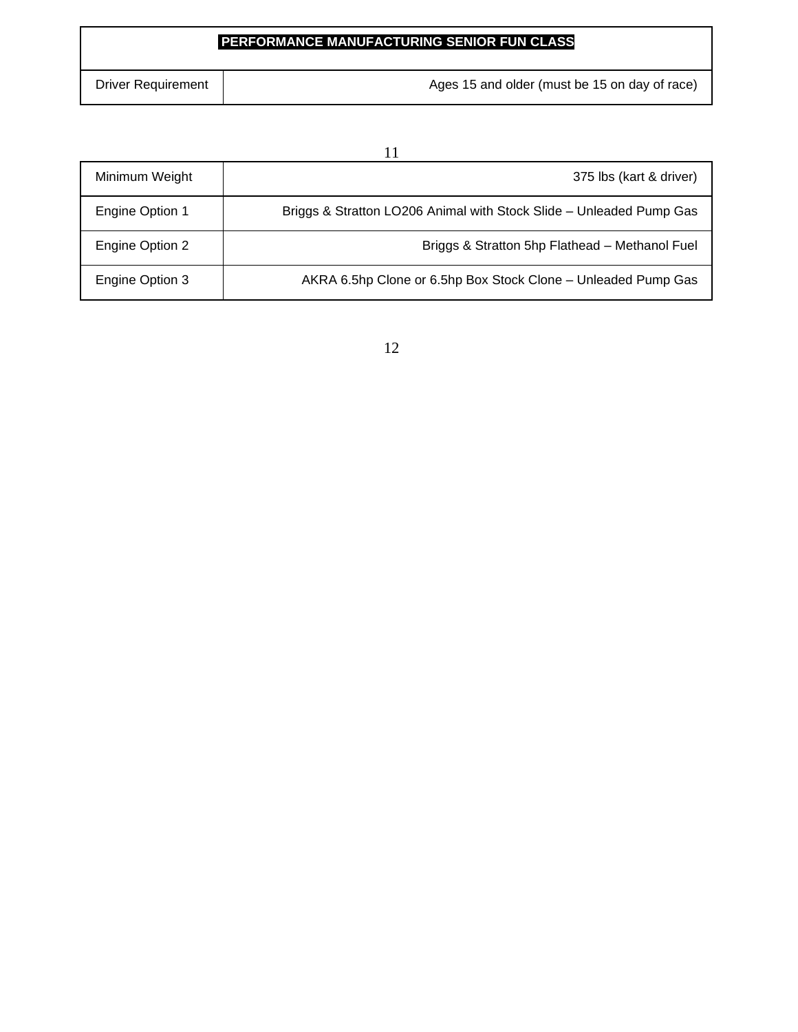| PERFORMANCE MANUFACTURING SENIOR FUN CLASS | |
| --- | --- |
| Driver Requirement | Ages 15 and older (must be 15 on day of race) |
| Minimum Weight | 375 lbs (kart & driver) |
| Engine Option 1 | Briggs & Stratton LO206 Animal with Stock Slide – Unleaded Pump Gas |
| Engine Option 2 | Briggs & Stratton 5hp Flathead – Methanol Fuel |
| Engine Option 3 | AKRA 6.5hp Clone or 6.5hp Box Stock Clone – Unleaded Pump Gas |